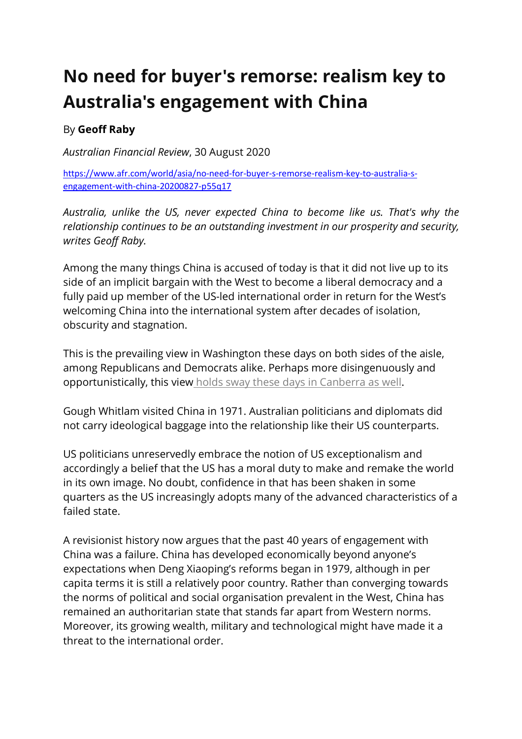# No need for buyer's remorse: realism key to Australia's engagement with China

By **Geoff Raby**

*Australian Financial Review*, 30 August 2020

https://www.afr.com/world/asia/no-need-for-buyer-s-remorse-realism-key-to-australia-s-engagement-with-china-20200827-p55q17

*Australia, unlike the US, never expected China to become like us. That's why the relationship continues to be an outstanding investment in our prosperity and security, writes Geoff Raby.*

Among the many things China is accused of today is that it did not live up to its side of an implicit bargain with the West to become a liberal democracy and a fully paid up member of the US-led international order in return for the West's welcoming China into the international system after decades of isolation, obscurity and stagnation.

This is the prevailing view in Washington these days on both sides of the aisle, among Republicans and Democrats alike. Perhaps more disingenuously and opportunistically, this view holds sway these days in Canberra as well.

Gough Whitlam visited China in 1971. Australian politicians and diplomats did not carry ideological baggage into the relationship like their US counterparts.

US politicians unreservedly embrace the notion of US exceptionalism and accordingly a belief that the US has a moral duty to make and remake the world in its own image. No doubt, confidence in that has been shaken in some quarters as the US increasingly adopts many of the advanced characteristics of a failed state.

A revisionist history now argues that the past 40 years of engagement with China was a failure. China has developed economically beyond anyone's expectations when Deng Xiaoping's reforms began in 1979, although in per capita terms it is still a relatively poor country. Rather than converging towards the norms of political and social organisation prevalent in the West, China has remained an authoritarian state that stands far apart from Western norms. Moreover, its growing wealth, military and technological might have made it a threat to the international order.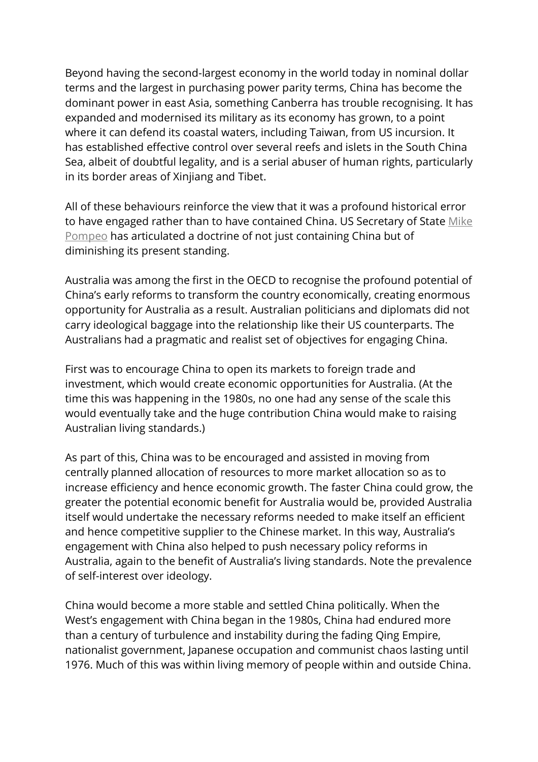Beyond having the second-largest economy in the world today in nominal dollar terms and the largest in purchasing power parity terms, China has become the dominant power in east Asia, something Canberra has trouble recognising. It has expanded and modernised its military as its economy has grown, to a point where it can defend its coastal waters, including Taiwan, from US incursion. It has established effective control over several reefs and islets in the South China Sea, albeit of doubtful legality, and is a serial abuser of human rights, particularly in its border areas of Xinjiang and Tibet.

All of these behaviours reinforce the view that it was a profound historical error to have engaged rather than to have contained China. US Secretary of State Mike Pompeo has articulated a doctrine of not just containing China but of diminishing its present standing.

Australia was among the first in the OECD to recognise the profound potential of China's early reforms to transform the country economically, creating enormous opportunity for Australia as a result. Australian politicians and diplomats did not carry ideological baggage into the relationship like their US counterparts. The Australians had a pragmatic and realist set of objectives for engaging China.

First was to encourage China to open its markets to foreign trade and investment, which would create economic opportunities for Australia. (At the time this was happening in the 1980s, no one had any sense of the scale this would eventually take and the huge contribution China would make to raising Australian living standards.)

As part of this, China was to be encouraged and assisted in moving from centrally planned allocation of resources to more market allocation so as to increase efficiency and hence economic growth. The faster China could grow, the greater the potential economic benefit for Australia would be, provided Australia itself would undertake the necessary reforms needed to make itself an efficient and hence competitive supplier to the Chinese market. In this way, Australia's engagement with China also helped to push necessary policy reforms in Australia, again to the benefit of Australia's living standards. Note the prevalence of self-interest over ideology.

China would become a more stable and settled China politically. When the West's engagement with China began in the 1980s, China had endured more than a century of turbulence and instability during the fading Qing Empire, nationalist government, Japanese occupation and communist chaos lasting until 1976. Much of this was within living memory of people within and outside China.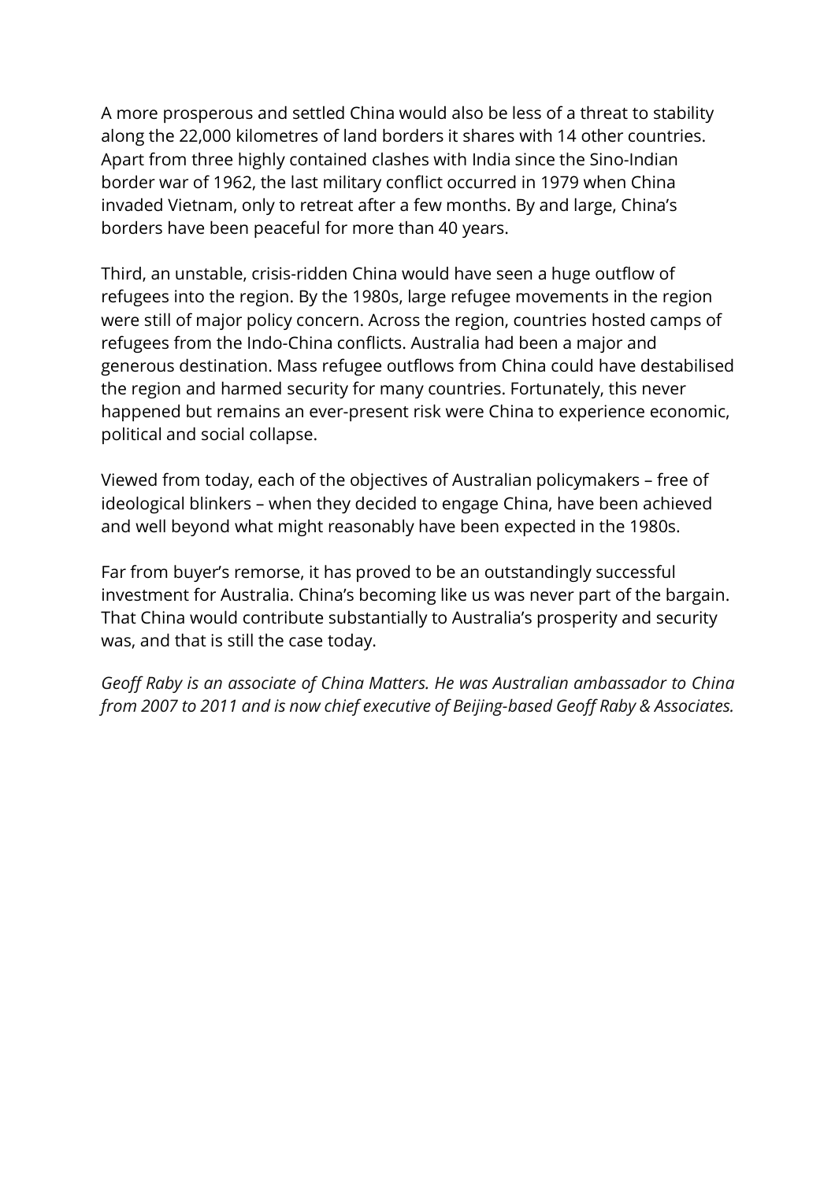A more prosperous and settled China would also be less of a threat to stability along the 22,000 kilometres of land borders it shares with 14 other countries. Apart from three highly contained clashes with India since the Sino-Indian border war of 1962, the last military conflict occurred in 1979 when China invaded Vietnam, only to retreat after a few months. By and large, China's borders have been peaceful for more than 40 years.

Third, an unstable, crisis-ridden China would have seen a huge outflow of refugees into the region. By the 1980s, large refugee movements in the region were still of major policy concern. Across the region, countries hosted camps of refugees from the Indo-China conflicts. Australia had been a major and generous destination. Mass refugee outflows from China could have destabilised the region and harmed security for many countries. Fortunately, this never happened but remains an ever-present risk were China to experience economic, political and social collapse.

Viewed from today, each of the objectives of Australian policymakers – free of ideological blinkers – when they decided to engage China, have been achieved and well beyond what might reasonably have been expected in the 1980s.

Far from buyer's remorse, it has proved to be an outstandingly successful investment for Australia. China's becoming like us was never part of the bargain. That China would contribute substantially to Australia's prosperity and security was, and that is still the case today.

*Geoff Raby is an associate of China Matters. He was Australian ambassador to China from 2007 to 2011 and is now chief executive of Beijing-based Geoff Raby & Associates.*